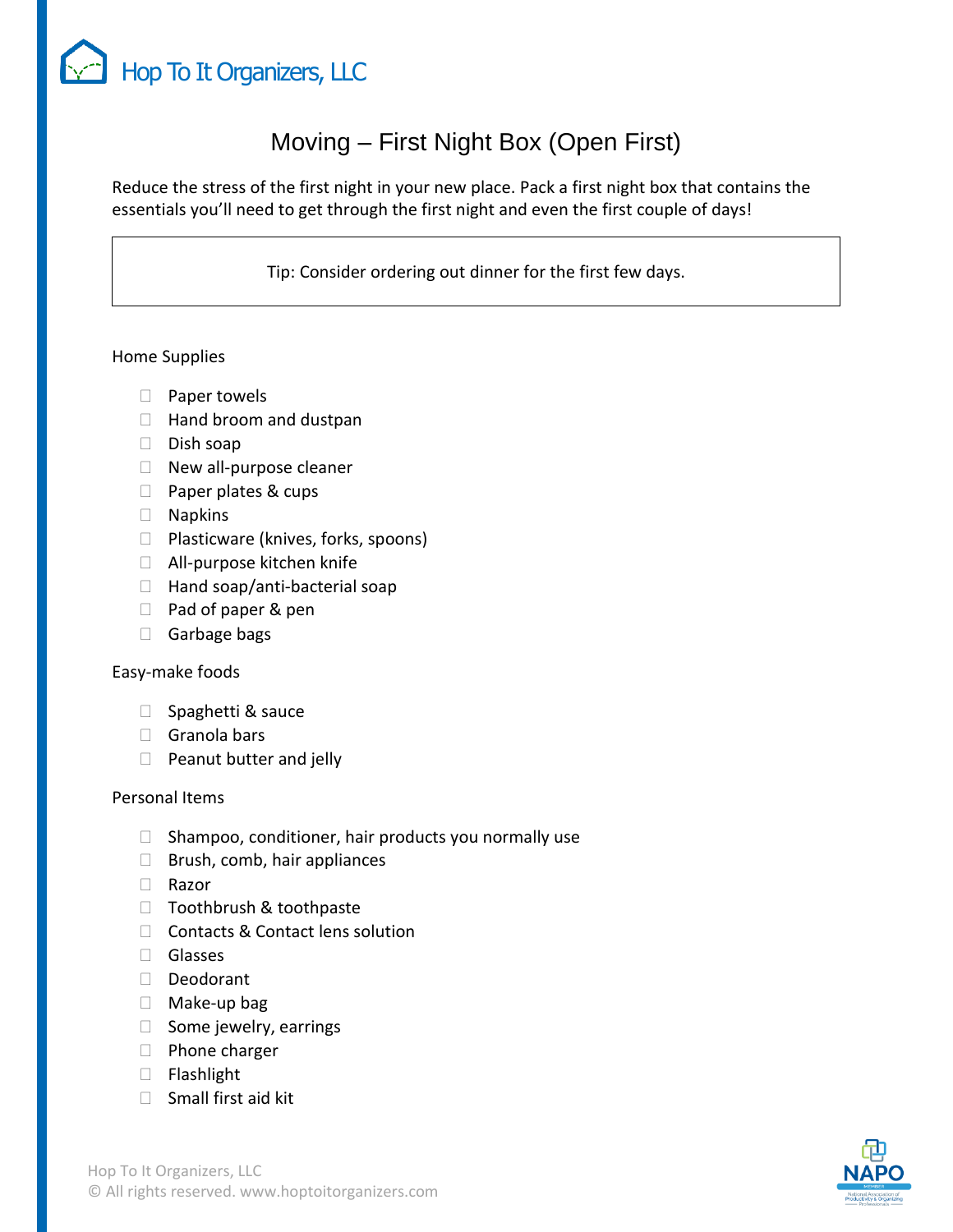Hop To It Organizers, LLC

# Moving – First Night Box (Open First)

Reduce the stress of the first night in your new place. Pack a first night box that contains the essentials you'll need to get through the first night and even the first couple of days!

> Tip: Consider ordering out dinner for the first few days.

Home Supplies

- [ ] Paper towels
- [ ] Hand broom and dustpan
- [ ] Dish soap
- [ ] New all-purpose cleaner
- [ ] Paper plates & cups
- [ ] Napkins
- [ ] Plasticware (knives, forks, spoons)
- [ ] All-purpose kitchen knife
- [ ] Hand soap/anti-bacterial soap
- [ ] Pad of paper & pen
- [ ] Garbage bags

Easy-make foods

- [ ] Spaghetti & sauce
- [ ] Granola bars
- [ ] Peanut butter and jelly

Personal Items

- [ ] Shampoo, conditioner, hair products you normally use
- [ ] Brush, comb, hair appliances
- [ ] Razor
- [ ] Toothbrush & toothpaste
- [ ] Contacts & Contact lens solution
- [ ] Glasses
- [ ] Deodorant
- [ ] Make-up bag
- [ ] Some jewelry, earrings
- [ ] Phone charger
- [ ] Flashlight
- [ ] Small first aid kit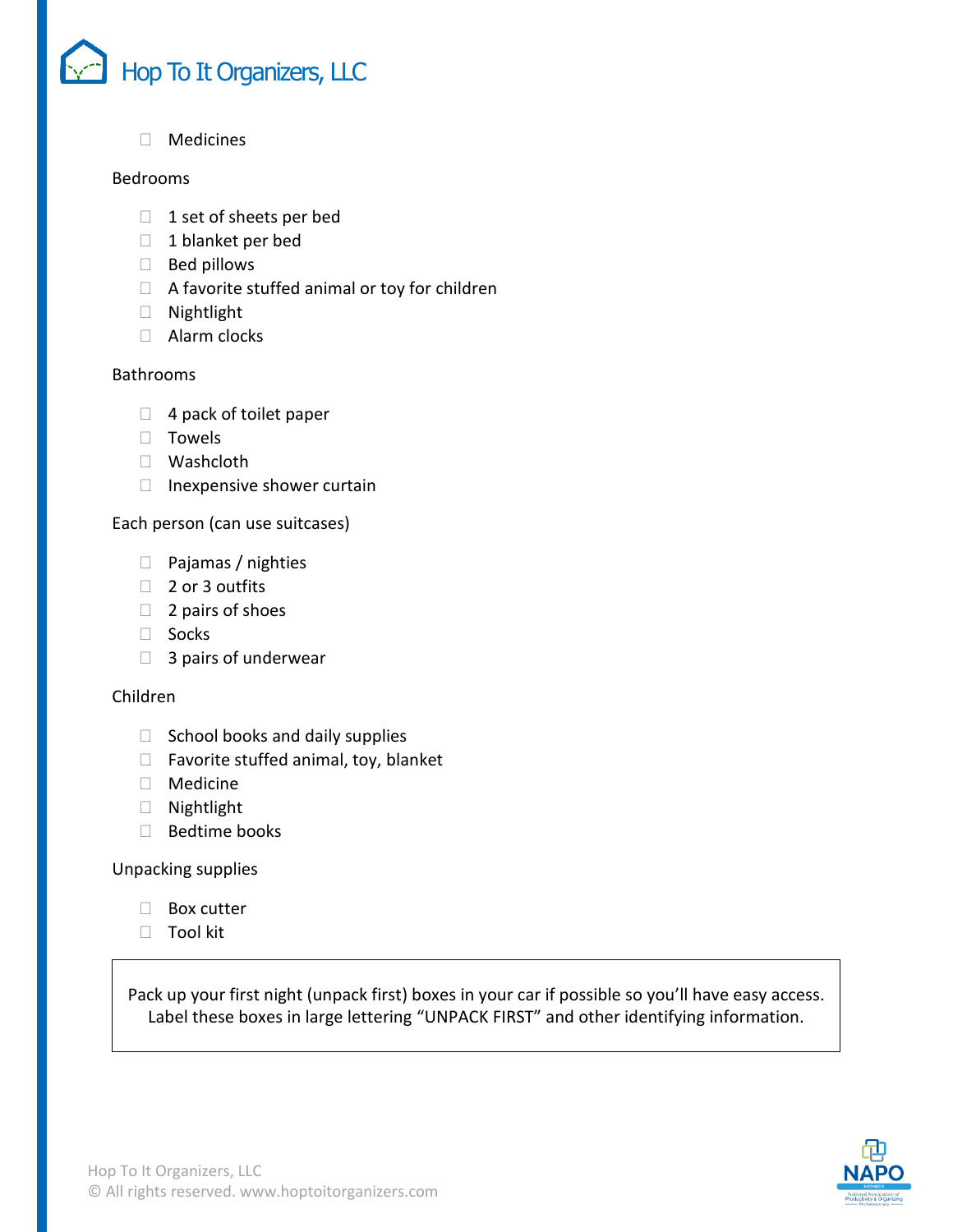- [ ] Medicines

Bedrooms

- [ ] 1 set of sheets per bed
- [ ] 1 blanket per bed
- [ ] Bed pillows
- [ ] A favorite stuffed animal or toy for children
- [ ] Nightlight
- [ ] Alarm clocks

Bathrooms

- [ ] 4 pack of toilet paper
- [ ] Towels
- [ ] Washcloth
- [ ] Inexpensive shower curtain

Each person (can use suitcases)

- [ ] Pajamas / nighties
- [ ] 2 or 3 outfits
- [ ] 2 pairs of shoes
- [ ] Socks
- [ ] 3 pairs of underwear

Children

- [ ] School books and daily supplies
- [ ] Favorite stuffed animal, toy, blanket
- [ ] Medicine
- [ ] Nightlight
- [ ] Bedtime books

Unpacking supplies

- [ ] Box cutter
- [ ] Tool kit

> Pack up your first night (unpack first) boxes in your car if possible so you'll have easy access. Label these boxes in large lettering "UNPACK FIRST" and other identifying information.